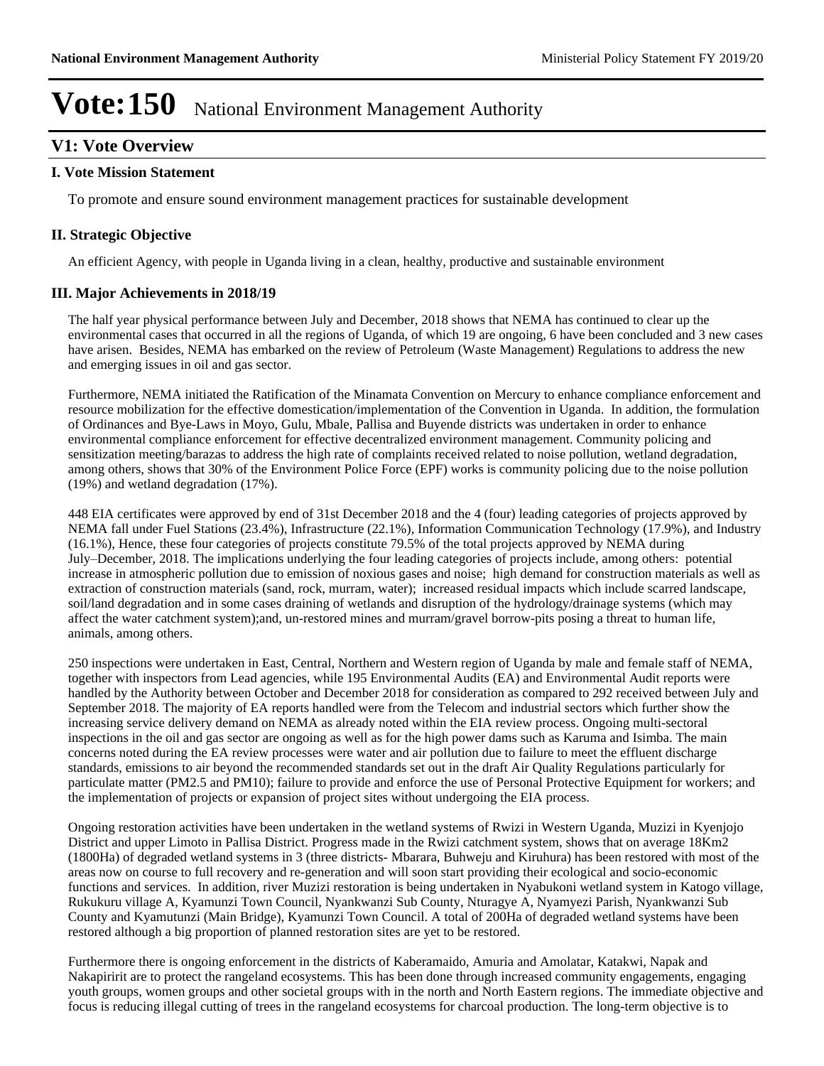# Vote:150 National Environment Management Authority

## V1: Vote Overview

### I. Vote Mission Statement

To promote and ensure sound environment management practices for sustainable development

### II. Strategic Objective

An efficient Agency, with people in Uganda living in a clean, healthy, productive and sustainable environment

### III. Major Achievements in 2018/19

The half year physical performance between July and December, 2018 shows that NEMA has continued to clear up the environmental cases that occurred in all the regions of Uganda, of which 19 are ongoing, 6 have been concluded and 3 new cases have arisen. Besides, NEMA has embarked on the review of Petroleum (Waste Management) Regulations to address the new and emerging issues in oil and gas sector.

Furthermore, NEMA initiated the Ratification of the Minamata Convention on Mercury to enhance compliance enforcement and resource mobilization for the effective domestication/implementation of the Convention in Uganda. In addition, the formulation of Ordinances and Bye-Laws in Moyo, Gulu, Mbale, Pallisa and Buyende districts was undertaken in order to enhance environmental compliance enforcement for effective decentralized environment management. Community policing and sensitization meeting/barazas to address the high rate of complaints received related to noise pollution, wetland degradation, among others, shows that 30% of the Environment Police Force (EPF) works is community policing due to the noise pollution (19%) and wetland degradation (17%).

448 EIA certificates were approved by end of 31st December 2018 and the 4 (four) leading categories of projects approved by NEMA fall under Fuel Stations (23.4%), Infrastructure (22.1%), Information Communication Technology (17.9%), and Industry (16.1%), Hence, these four categories of projects constitute 79.5% of the total projects approved by NEMA during July–December, 2018. The implications underlying the four leading categories of projects include, among others: potential increase in atmospheric pollution due to emission of noxious gases and noise; high demand for construction materials as well as extraction of construction materials (sand, rock, murram, water); increased residual impacts which include scarred landscape, soil/land degradation and in some cases draining of wetlands and disruption of the hydrology/drainage systems (which may affect the water catchment system);and, un-restored mines and murram/gravel borrow-pits posing a threat to human life, animals, among others.

250 inspections were undertaken in East, Central, Northern and Western region of Uganda by male and female staff of NEMA, together with inspectors from Lead agencies, while 195 Environmental Audits (EA) and Environmental Audit reports were handled by the Authority between October and December 2018 for consideration as compared to 292 received between July and September 2018. The majority of EA reports handled were from the Telecom and industrial sectors which further show the increasing service delivery demand on NEMA as already noted within the EIA review process. Ongoing multi-sectoral inspections in the oil and gas sector are ongoing as well as for the high power dams such as Karuma and Isimba. The main concerns noted during the EA review processes were water and air pollution due to failure to meet the effluent discharge standards, emissions to air beyond the recommended standards set out in the draft Air Quality Regulations particularly for particulate matter (PM2.5 and PM10); failure to provide and enforce the use of Personal Protective Equipment for workers; and the implementation of projects or expansion of project sites without undergoing the EIA process.

Ongoing restoration activities have been undertaken in the wetland systems of Rwizi in Western Uganda, Muzizi in Kyenjojo District and upper Limoto in Pallisa District. Progress made in the Rwizi catchment system, shows that on average 18Km2 (1800Ha) of degraded wetland systems in 3 (three districts- Mbarara, Buhweju and Kiruhura) has been restored with most of the areas now on course to full recovery and re-generation and will soon start providing their ecological and socio-economic functions and services. In addition, river Muzizi restoration is being undertaken in Nyabukoni wetland system in Katogo village, Rukukuru village A, Kyamunzi Town Council, Nyankwanzi Sub County, Nturagye A, Nyamyezi Parish, Nyankwanzi Sub County and Kyamutunzi (Main Bridge), Kyamunzi Town Council. A total of 200Ha of degraded wetland systems have been restored although a big proportion of planned restoration sites are yet to be restored.

Furthermore there is ongoing enforcement in the districts of Kaberamaido, Amuria and Amolatar, Katakwi, Napak and Nakapiririt are to protect the rangeland ecosystems. This has been done through increased community engagements, engaging youth groups, women groups and other societal groups with in the north and North Eastern regions. The immediate objective and focus is reducing illegal cutting of trees in the rangeland ecosystems for charcoal production. The long-term objective is to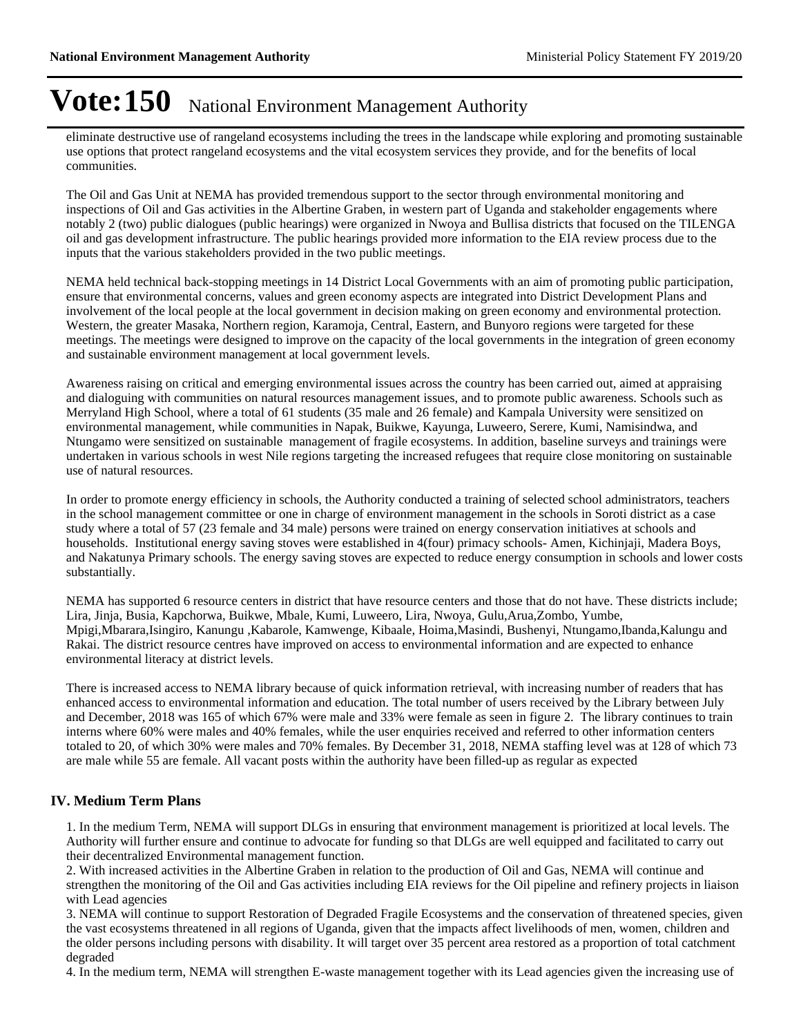eliminate destructive use of rangeland ecosystems including the trees in the landscape while exploring and promoting sustainable use options that protect rangeland ecosystems and the vital ecosystem services they provide, and for the benefits of local communities.

The Oil and Gas Unit at NEMA has provided tremendous support to the sector through environmental monitoring and inspections of Oil and Gas activities in the Albertine Graben, in western part of Uganda and stakeholder engagements where notably 2 (two) public dialogues (public hearings) were organized in Nwoya and Bullisa districts that focused on the TILENGA oil and gas development infrastructure. The public hearings provided more information to the EIA review process due to the inputs that the various stakeholders provided in the two public meetings.

NEMA held technical back-stopping meetings in 14 District Local Governments with an aim of promoting public participation, ensure that environmental concerns, values and green economy aspects are integrated into District Development Plans and involvement of the local people at the local government in decision making on green economy and environmental protection. Western, the greater Masaka, Northern region, Karamoja, Central, Eastern, and Bunyoro regions were targeted for these meetings. The meetings were designed to improve on the capacity of the local governments in the integration of green economy and sustainable environment management at local government levels.

Awareness raising on critical and emerging environmental issues across the country has been carried out, aimed at appraising and dialoguing with communities on natural resources management issues, and to promote public awareness. Schools such as Merryland High School, where a total of 61 students (35 male and 26 female) and Kampala University were sensitized on environmental management, while communities in Napak, Buikwe, Kayunga, Luweero, Serere, Kumi, Namisindwa, and Ntungamo were sensitized on sustainable management of fragile ecosystems. In addition, baseline surveys and trainings were undertaken in various schools in west Nile regions targeting the increased refugees that require close monitoring on sustainable use of natural resources.

In order to promote energy efficiency in schools, the Authority conducted a training of selected school administrators, teachers in the school management committee or one in charge of environment management in the schools in Soroti district as a case study where a total of 57 (23 female and 34 male) persons were trained on energy conservation initiatives at schools and households. Institutional energy saving stoves were established in 4(four) primacy schools- Amen, Kichinjaji, Madera Boys, and Nakatunya Primary schools. The energy saving stoves are expected to reduce energy consumption in schools and lower costs substantially.

NEMA has supported 6 resource centers in district that have resource centers and those that do not have. These districts include; Lira, Jinja, Busia, Kapchorwa, Buikwe, Mbale, Kumi, Luweero, Lira, Nwoya, Gulu,Arua,Zombo, Yumbe, Mpigi,Mbarara,Isingiro, Kanungu ,Kabarole, Kamwenge, Kibaale, Hoima,Masindi, Bushenyi, Ntungamo,Ibanda,Kalungu and Rakai. The district resource centres have improved on access to environmental information and are expected to enhance environmental literacy at district levels.

There is increased access to NEMA library because of quick information retrieval, with increasing number of readers that has enhanced access to environmental information and education. The total number of users received by the Library between July and December, 2018 was 165 of which 67% were male and 33% were female as seen in figure 2. The library continues to train interns where 60% were males and 40% females, while the user enquiries received and referred to other information centers totaled to 20, of which 30% were males and 70% females. By December 31, 2018, NEMA staffing level was at 128 of which 73 are male while 55 are female. All vacant posts within the authority have been filled-up as regular as expected

## IV. Medium Term Plans

1. In the medium Term, NEMA will support DLGs in ensuring that environment management is prioritized at local levels. The Authority will further ensure and continue to advocate for funding so that DLGs are well equipped and facilitated to carry out their decentralized Environmental management function.
2. With increased activities in the Albertine Graben in relation to the production of Oil and Gas, NEMA will continue and strengthen the monitoring of the Oil and Gas activities including EIA reviews for the Oil pipeline and refinery projects in liaison with Lead agencies
3. NEMA will continue to support Restoration of Degraded Fragile Ecosystems and the conservation of threatened species, given the vast ecosystems threatened in all regions of Uganda, given that the impacts affect livelihoods of men, women, children and the older persons including persons with disability. It will target over 35 percent area restored as a proportion of total catchment degraded
4. In the medium term, NEMA will strengthen E-waste management together with its Lead agencies given the increasing use of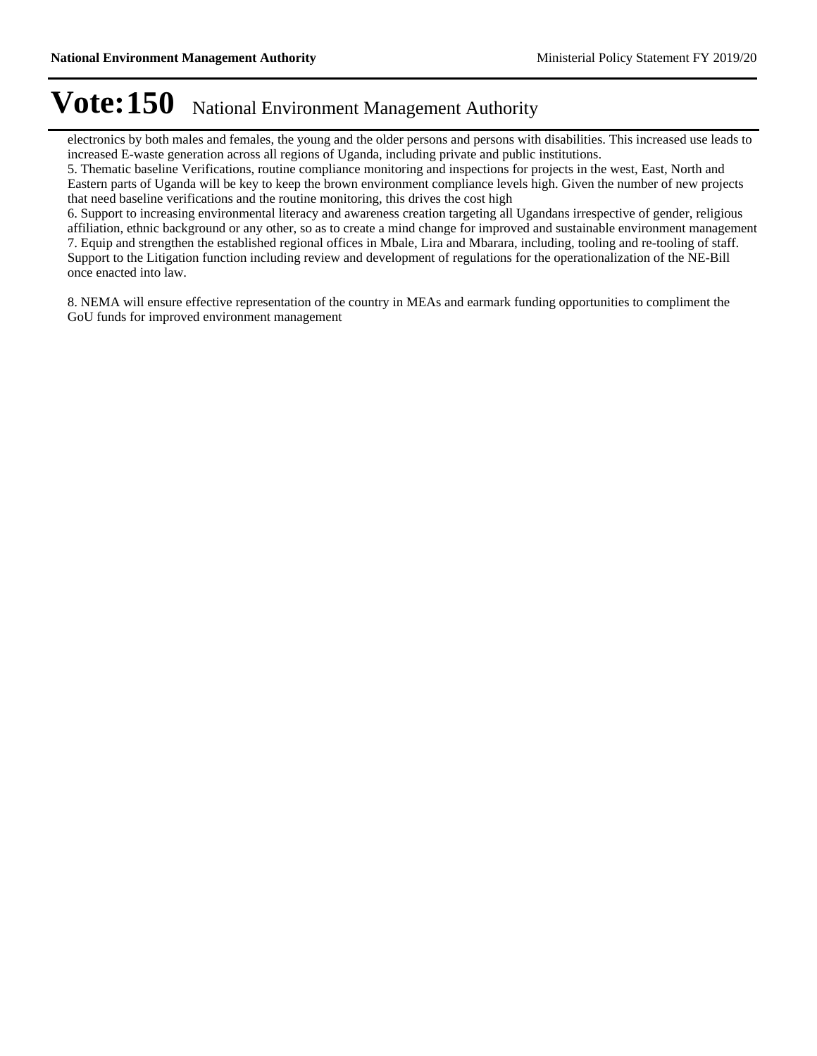# Vote:150 National Environment Management Authority

electronics by both males and females, the young and the older persons and persons with disabilities. This increased use leads to increased E-waste generation across all regions of Uganda, including private and public institutions.

5. Thematic baseline Verifications, routine compliance monitoring and inspections for projects in the west, East, North and Eastern parts of Uganda will be key to keep the brown environment compliance levels high. Given the number of new projects that need baseline verifications and the routine monitoring, this drives the cost high

6. Support to increasing environmental literacy and awareness creation targeting all Ugandans irrespective of gender, religious affiliation, ethnic background or any other, so as to create a mind change for improved and sustainable environment management

7. Equip and strengthen the established regional offices in Mbale, Lira and Mbarara, including, tooling and re-tooling of staff. Support to the Litigation function including review and development of regulations for the operationalization of the NE-Bill once enacted into law.

8. NEMA will ensure effective representation of the country in MEAs and earmark funding opportunities to compliment the GoU funds for improved environment management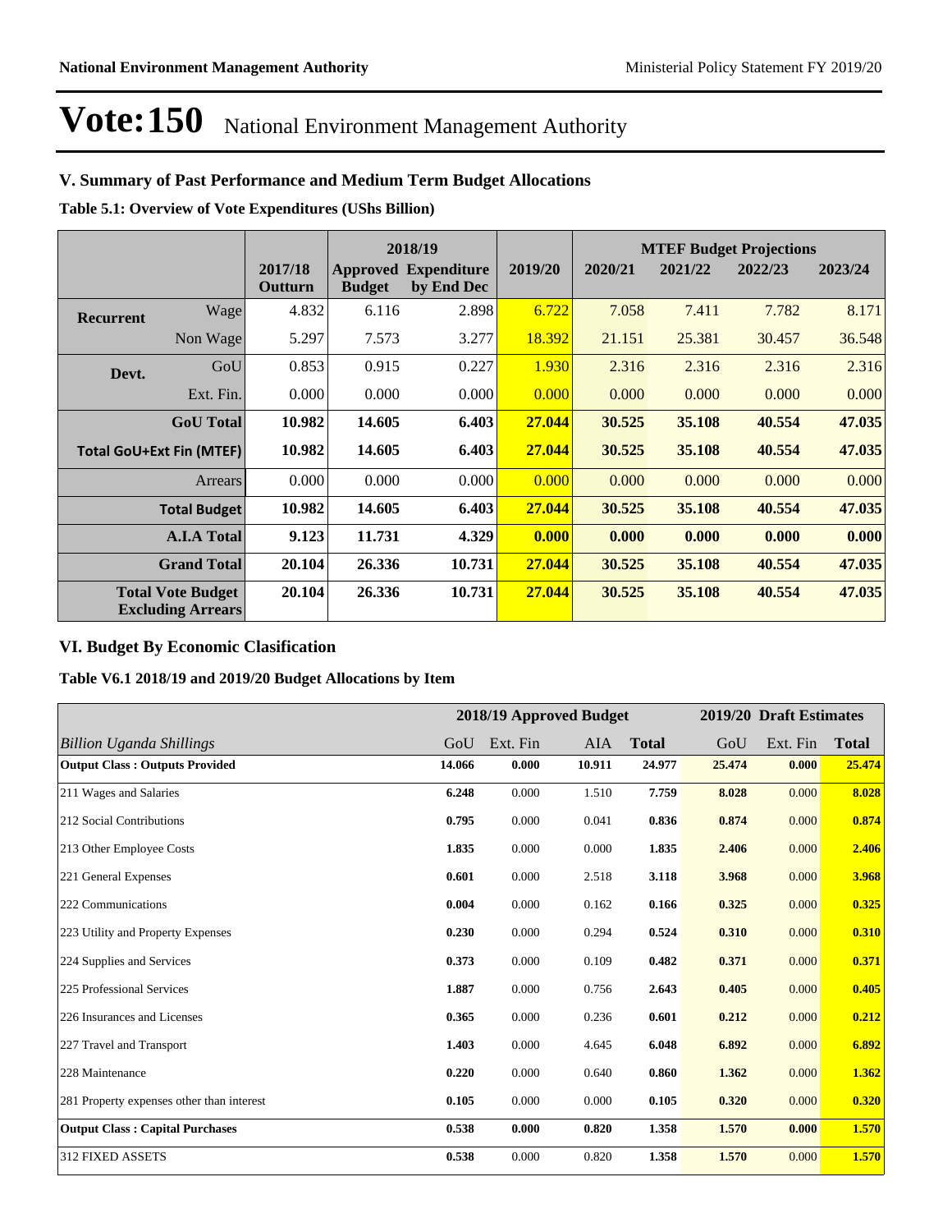# Vote:150 National Environment Management Authority

## V. Summary of Past Performance and Medium Term Budget Allocations

**Table 5.1: Overview of Vote Expenditures (UShs Billion)**

| | | | 2018/19 | | | MTEF Budget Projections | | | |
|---|---|---|---|---|---|---|---|---|---|
| | | 2017/18 Outturn | Approved Budget | Expenditure by End Dec | 2019/20 | 2020/21 | 2021/22 | 2022/23 | 2023/24 |
| Recurrent | Wage | 4.832 | 6.116 | 2.898 | 6.722 | 7.058 | 7.411 | 7.782 | 8.171 |
| | Non Wage | 5.297 | 7.573 | 3.277 | 18.392 | 21.151 | 25.381 | 30.457 | 36.548 |
| Devt. | GoU | 0.853 | 0.915 | 0.227 | 1.930 | 2.316 | 2.316 | 2.316 | 2.316 |
| | Ext. Fin. | 0.000 | 0.000 | 0.000 | 0.000 | 0.000 | 0.000 | 0.000 | 0.000 |
| | **GoU Total** | **10.982** | **14.605** | **6.403** | **27.044** | **30.525** | **35.108** | **40.554** | **47.035** |
| **Total GoU+Ext Fin (MTEF)** | | **10.982** | **14.605** | **6.403** | **27.044** | **30.525** | **35.108** | **40.554** | **47.035** |
| | Arrears | 0.000 | 0.000 | 0.000 | 0.000 | 0.000 | 0.000 | 0.000 | 0.000 |
| | **Total Budget** | **10.982** | **14.605** | **6.403** | **27.044** | **30.525** | **35.108** | **40.554** | **47.035** |
| | **A.I.A Total** | **9.123** | **11.731** | **4.329** | **0.000** | **0.000** | **0.000** | **0.000** | **0.000** |
| | **Grand Total** | **20.104** | **26.336** | **10.731** | **27.044** | **30.525** | **35.108** | **40.554** | **47.035** |
| **Total Vote Budget Excluding Arrears** | | **20.104** | **26.336** | **10.731** | **27.044** | **30.525** | **35.108** | **40.554** | **47.035** |

## VI. Budget By Economic Clasification

**Table V6.1 2018/19 and 2019/20 Budget Allocations by Item**

| | 2018/19 Approved Budget | | | | 2019/20 Draft Estimates | | |
|---|---|---|---|---|---|---|---|
| *Billion Uganda Shillings* | GoU | Ext. Fin | AIA | **Total** | GoU | Ext. Fin | **Total** |
| **Output Class : Outputs Provided** | **14.066** | **0.000** | **10.911** | **24.977** | **25.474** | **0.000** | **25.474** |
| 211 Wages and Salaries | **6.248** | 0.000 | 1.510 | **7.759** | **8.028** | 0.000 | **8.028** |
| 212 Social Contributions | **0.795** | 0.000 | 0.041 | **0.836** | **0.874** | 0.000 | **0.874** |
| 213 Other Employee Costs | **1.835** | 0.000 | 0.000 | **1.835** | **2.406** | 0.000 | **2.406** |
| 221 General Expenses | **0.601** | 0.000 | 2.518 | **3.118** | **3.968** | 0.000 | **3.968** |
| 222 Communications | **0.004** | 0.000 | 0.162 | **0.166** | **0.325** | 0.000 | **0.325** |
| 223 Utility and Property Expenses | **0.230** | 0.000 | 0.294 | **0.524** | **0.310** | 0.000 | **0.310** |
| 224 Supplies and Services | **0.373** | 0.000 | 0.109 | **0.482** | **0.371** | 0.000 | **0.371** |
| 225 Professional Services | **1.887** | 0.000 | 0.756 | **2.643** | **0.405** | 0.000 | **0.405** |
| 226 Insurances and Licenses | **0.365** | 0.000 | 0.236 | **0.601** | **0.212** | 0.000 | **0.212** |
| 227 Travel and Transport | **1.403** | 0.000 | 4.645 | **6.048** | **6.892** | 0.000 | **6.892** |
| 228 Maintenance | **0.220** | 0.000 | 0.640 | **0.860** | **1.362** | 0.000 | **1.362** |
| 281 Property expenses other than interest | **0.105** | 0.000 | 0.000 | **0.105** | **0.320** | 0.000 | **0.320** |
| **Output Class : Capital Purchases** | **0.538** | **0.000** | **0.820** | **1.358** | **1.570** | **0.000** | **1.570** |
| 312 FIXED ASSETS | **0.538** | 0.000 | 0.820 | **1.358** | **1.570** | 0.000 | **1.570** |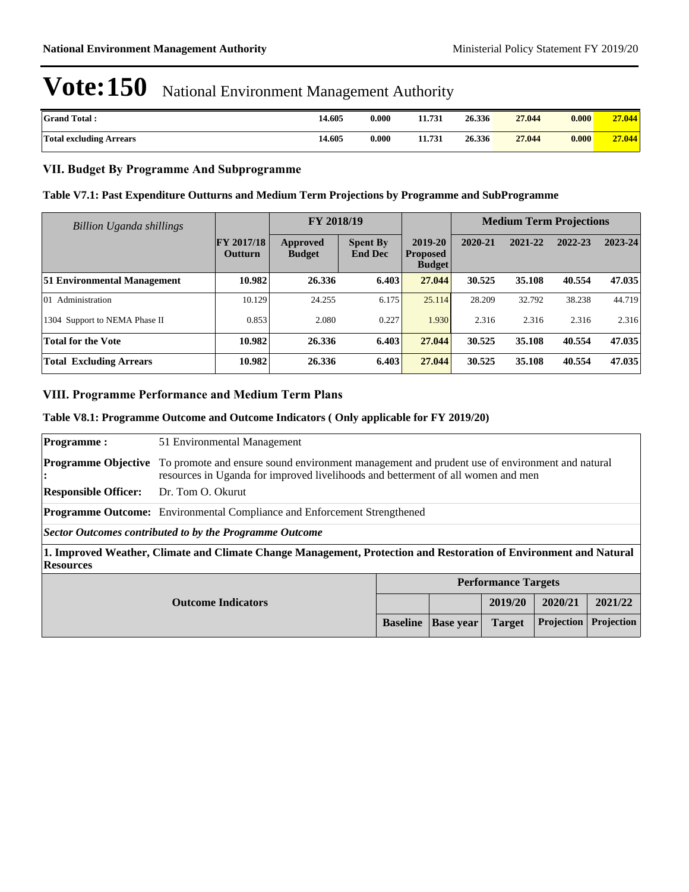# Vote:150 National Environment Management Authority

| | | | | | | | |
|---|---|---|---|---|---|---|---|
| **Grand Total :** | **14.605** | **0.000** | **11.731** | **26.336** | **27.044** | **0.000** | **27.044** |
| **Total excluding Arrears** | **14.605** | **0.000** | **11.731** | **26.336** | **27.044** | **0.000** | **27.044** |

## VII. Budget By Programme And Subprogramme

### Table V7.1: Past Expenditure Outturns and Medium Term Projections by Programme and SubProgramme

| *Billion Uganda shillings* | | FY 2018/19 | | | Medium Term Projections | | | |
|---|---|---|---|---|---|---|---|---|
| | **FY 2017/18 Outturn** | **Approved Budget** | **Spent By End Dec** | **2019-20 Proposed Budget** | **2020-21** | **2021-22** | **2022-23** | **2023-24** |
| **51 Environmental Management** | **10.982** | **26.336** | **6.403** | **27.044** | **30.525** | **35.108** | **40.554** | **47.035** |
| 01 Administration | 10.129 | 24.255 | 6.175 | 25.114 | 28.209 | 32.792 | 38.238 | 44.719 |
| 1304 Support to NEMA Phase II | 0.853 | 2.080 | 0.227 | 1.930 | 2.316 | 2.316 | 2.316 | 2.316 |
| **Total for the Vote** | **10.982** | **26.336** | **6.403** | **27.044** | **30.525** | **35.108** | **40.554** | **47.035** |
| **Total Excluding Arrears** | **10.982** | **26.336** | **6.403** | **27.044** | **30.525** | **35.108** | **40.554** | **47.035** |

## VIII. Programme Performance and Medium Term Plans

### Table V8.1: Programme Outcome and Outcome Indicators ( Only applicable for FY 2019/20)

**Programme :** 51 Environmental Management

**Programme Objective :** To promote and ensure sound environment management and prudent use of environment and natural resources in Uganda for improved livelihoods and betterment of all women and men

**Responsible Officer:** Dr. Tom O. Okurut

**Programme Outcome:** Environmental Compliance and Enforcement Strengthened

***Sector Outcomes contributed to by the Programme Outcome***

**1. Improved Weather, Climate and Climate Change Management, Protection and Restoration of Environment and Natural Resources**

| Outcome Indicators | Performance Targets | | | | |
|---|---|---|---|---|---|
| | | | **2019/20** | **2020/21** | **2021/22** |
| | **Baseline** | **Base year** | **Target** | **Projection** | **Projection** |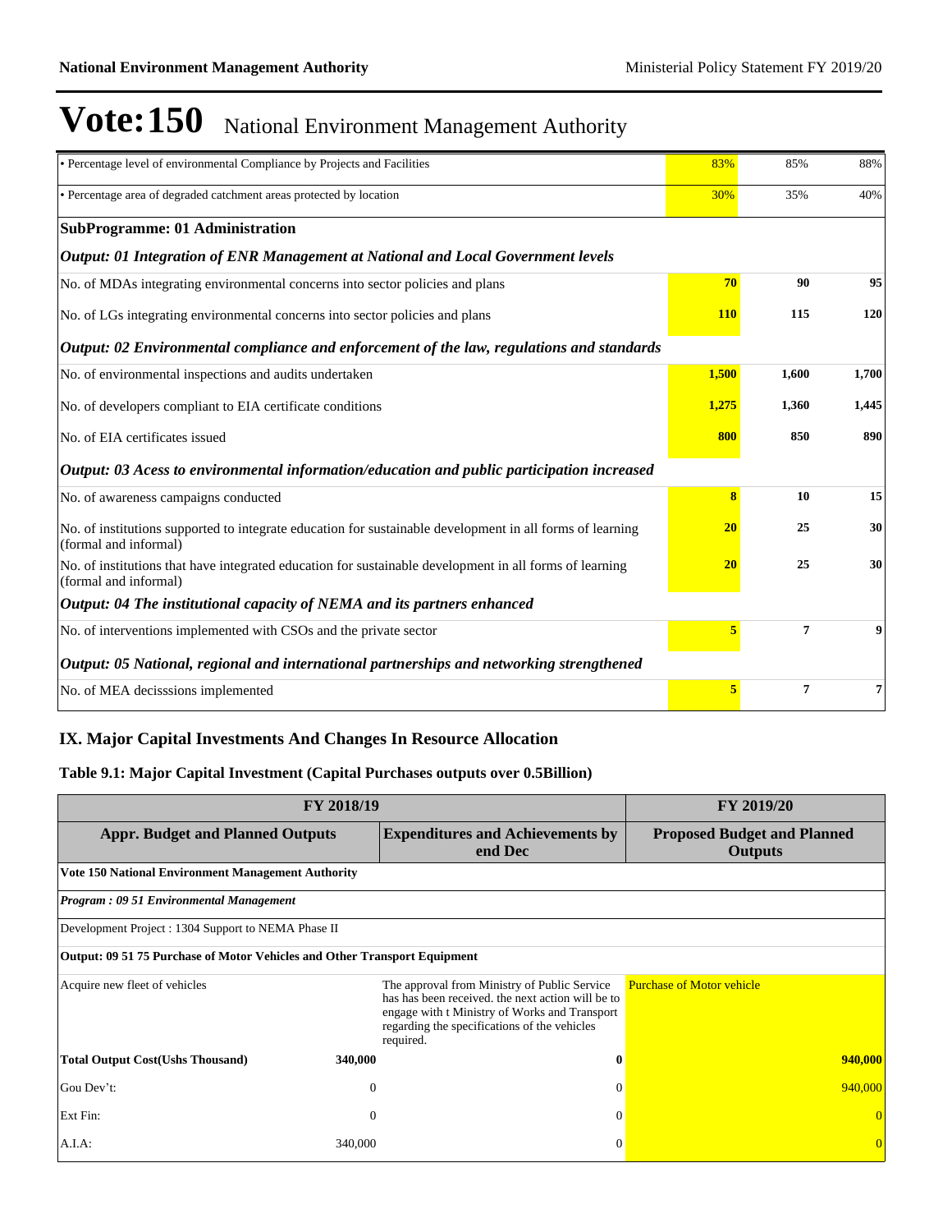# Vote:150 National Environment Management Authority

| | | | |
|---|---|---|---|
| • Percentage level of environmental Compliance by Projects and Facilities | 83% | 85% | 88% |
| • Percentage area of degraded catchment areas protected by location | 30% | 35% | 40% |
| **SubProgramme: 01 Administration** | | | |
| ***Output: 01 Integration of ENR Management at National and Local Government levels*** | | | |
| No. of MDAs integrating environmental concerns into sector policies and plans | **70** | **90** | **95** |
| No. of LGs integrating environmental concerns into sector policies and plans | **110** | **115** | **120** |
| ***Output: 02 Environmental compliance and enforcement of the law, regulations and standards*** | | | |
| No. of environmental inspections and audits undertaken | **1,500** | **1,600** | **1,700** |
| No. of developers compliant to EIA certificate conditions | **1,275** | **1,360** | **1,445** |
| No. of EIA certificates issued | **800** | **850** | **890** |
| ***Output: 03 Acess to environmental information/education and public participation increased*** | | | |
| No. of awareness campaigns conducted | **8** | **10** | **15** |
| No. of institutions supported to integrate education for sustainable development in all forms of learning (formal and informal) | **20** | **25** | **30** |
| No. of institutions that have integrated education for sustainable development in all forms of learning (formal and informal) | **20** | **25** | **30** |
| ***Output: 04 The institutional capacity of NEMA and its partners enhanced*** | | | |
| No. of interventions implemented with CSOs and the private sector | **5** | **7** | **9** |
| ***Output: 05 National, regional and international partnerships and networking strengthened*** | | | |
| No. of MEA decisssions implemented | **5** | **7** | **7** |

## IX. Major Capital Investments And Changes In Resource Allocation

### Table 9.1: Major Capital Investment (Capital Purchases outputs over 0.5Billion)

| FY 2018/19 | | | FY 2019/20 |
|---|---|---|---|
| **Appr. Budget and Planned Outputs** | | **Expenditures and Achievements by end Dec** | **Proposed Budget and Planned Outputs** |
| **Vote 150 National Environment Management Authority** | | | |
| ***Program : 09 51 Environmental Management*** | | | |
| Development Project : 1304 Support to NEMA Phase II | | | |
| **Output: 09 51 75 Purchase of Motor Vehicles and Other Transport Equipment** | | | |
| Acquire new fleet of vehicles | | The approval from Ministry of Public Service has has been received. the next action will be to engage with t Ministry of Works and Transport regarding the specifications of the vehicles required. | Purchase of Motor vehicle |
| **Total Output Cost(Ushs Thousand)** | **340,000** | **0** | **940,000** |
| Gou Dev't: | 0 | 0 | 940,000 |
| Ext Fin: | 0 | 0 | 0 |
| A.I.A: | 340,000 | 0 | 0 |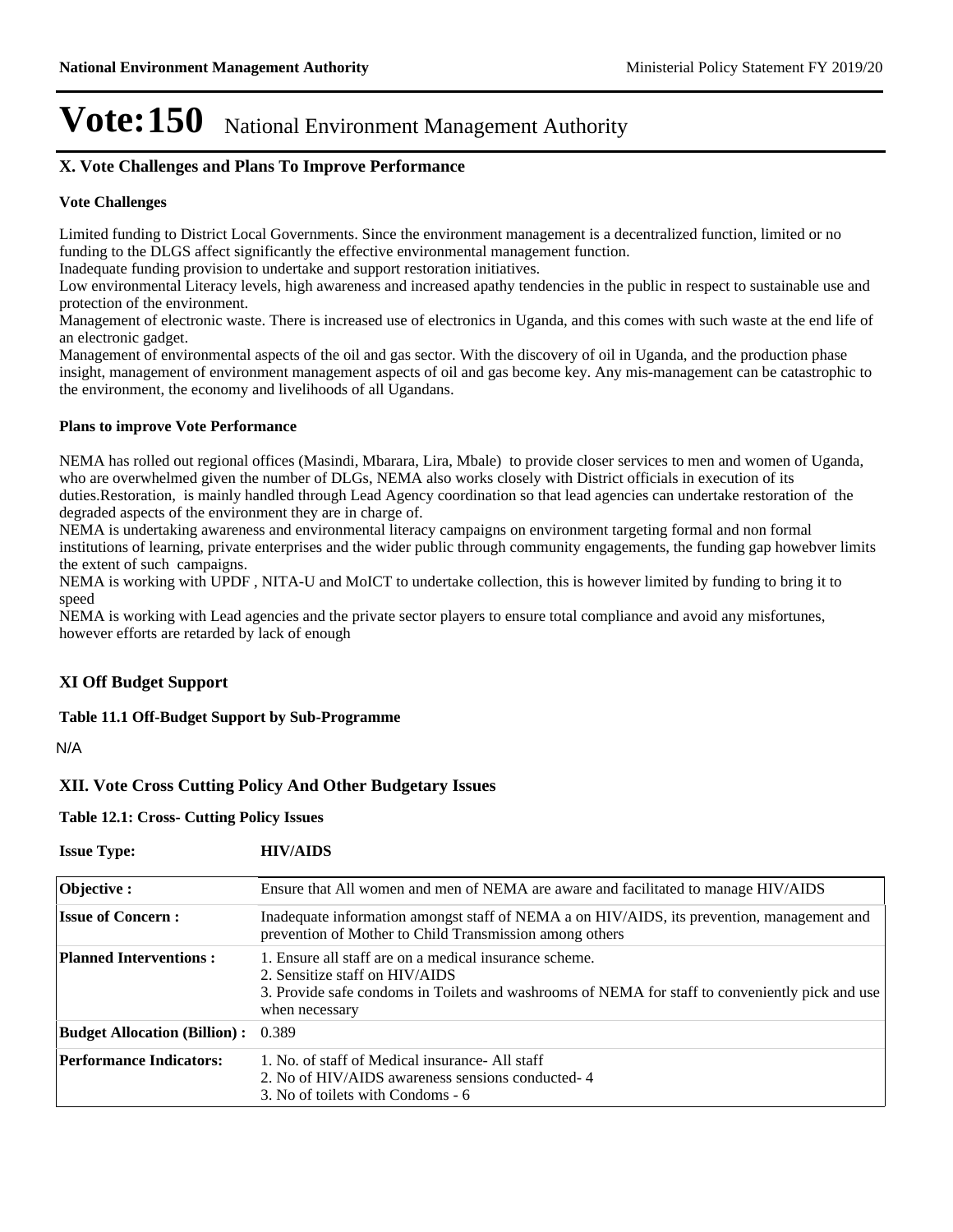# Vote:150 National Environment Management Authority

## X. Vote Challenges and Plans To Improve Performance

### Vote Challenges

Limited funding to District Local Governments. Since the environment management is a decentralized function, limited or no funding to the DLGS affect significantly the effective environmental management function.
Inadequate funding provision to undertake and support restoration initiatives.
Low environmental Literacy levels, high awareness and increased apathy tendencies in the public in respect to sustainable use and protection of the environment.
Management of electronic waste. There is increased use of electronics in Uganda, and this comes with such waste at the end life of an electronic gadget.
Management of environmental aspects of the oil and gas sector. With the discovery of oil in Uganda, and the production phase insight, management of environment management aspects of oil and gas become key. Any mis-management can be catastrophic to the environment, the economy and livelihoods of all Ugandans.

### Plans to improve Vote Performance

NEMA has rolled out regional offices (Masindi, Mbarara, Lira, Mbale) to provide closer services to men and women of Uganda, who are overwhelmed given the number of DLGs, NEMA also works closely with District officials in execution of its duties.Restoration, is mainly handled through Lead Agency coordination so that lead agencies can undertake restoration of the degraded aspects of the environment they are in charge of.
NEMA is undertaking awareness and environmental literacy campaigns on environment targeting formal and non formal institutions of learning, private enterprises and the wider public through community engagements, the funding gap howebver limits the extent of such campaigns.
NEMA is working with UPDF , NITA-U and MoICT to undertake collection, this is however limited by funding to bring it to speed
NEMA is working with Lead agencies and the private sector players to ensure total compliance and avoid any misfortunes, however efforts are retarded by lack of enough

## XI Off Budget Support

**Table 11.1 Off-Budget Support by Sub-Programme**

N/A

## XII. Vote Cross Cutting Policy And Other Budgetary Issues

**Table 12.1: Cross- Cutting Policy Issues**

**Issue Type:** **HIV/AIDS**

| | |
|---|---|
| **Objective :** | Ensure that All women and men of NEMA are aware and facilitated to manage HIV/AIDS |
| **Issue of Concern :** | Inadequate information amongst staff of NEMA a on HIV/AIDS, its prevention, management and prevention of Mother to Child Transmission among others |
| **Planned Interventions :** | 1. Ensure all staff are on a medical insurance scheme.<br>2. Sensitize staff on HIV/AIDS<br>3. Provide safe condoms in Toilets and washrooms of NEMA for staff to conveniently pick and use when necessary |
| **Budget Allocation (Billion) :** | 0.389 |
| **Performance Indicators:** | 1. No. of staff of Medical insurance- All staff<br>2. No of HIV/AIDS awareness sensions conducted- 4<br>3. No of toilets with Condoms - 6 |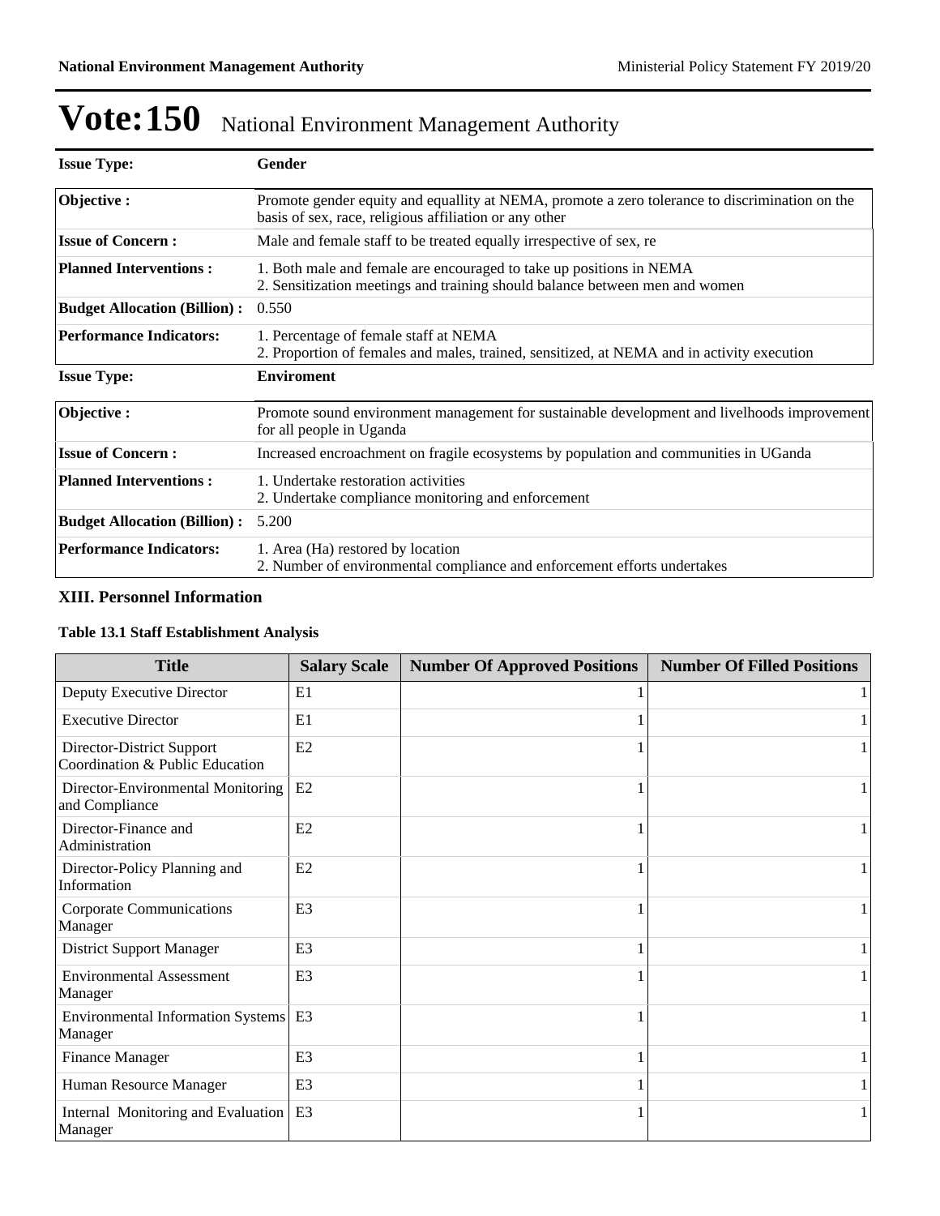# Vote:150 National Environment Management Authority

| Issue Type: | Gender |
|---|---|
| Objective : | Promote gender equity and equallity at NEMA, promote a zero tolerance to discrimination on the basis of sex, race, religious affiliation or any other |
| Issue of Concern : | Male and female staff to be treated equally irrespective of sex, re |
| Planned Interventions : | 1. Both male and female are encouraged to take up positions in NEMA<br>2. Sensitization meetings and training should balance between men and women |
| Budget Allocation (Billion) : | 0.550 |
| Performance Indicators: | 1. Percentage of female staff at NEMA<br>2. Proportion of females and males, trained, sensitized, at NEMA and in activity execution |

| Issue Type: | Enviroment |
|---|---|
| Objective : | Promote sound environment management for sustainable development and livelhoods improvement for all people in Uganda |
| Issue of Concern : | Increased encroachment on fragile ecosystems by population and communities in UGanda |
| Planned Interventions : | 1. Undertake restoration activities<br>2. Undertake compliance monitoring and enforcement |
| Budget Allocation (Billion) : | 5.200 |
| Performance Indicators: | 1. Area (Ha) restored by location<br>2. Number of environmental compliance and enforcement efforts undertakes |

## XIII. Personnel Information

### Table 13.1 Staff Establishment Analysis

| Title | Salary Scale | Number Of Approved Positions | Number Of Filled Positions |
|---|---|---|---|
| Deputy Executive Director | E1 | 1 | 1 |
| Executive Director | E1 | 1 | 1 |
| Director-District Support Coordination & Public Education | E2 | 1 | 1 |
| Director-Environmental Monitoring and Compliance | E2 | 1 | 1 |
| Director-Finance and Administration | E2 | 1 | 1 |
| Director-Policy Planning and Information | E2 | 1 | 1 |
| Corporate Communications Manager | E3 | 1 | 1 |
| District Support Manager | E3 | 1 | 1 |
| Environmental Assessment Manager | E3 | 1 | 1 |
| Environmental Information Systems Manager | E3 | 1 | 1 |
| Finance Manager | E3 | 1 | 1 |
| Human Resource Manager | E3 | 1 | 1 |
| Internal Monitoring and Evaluation Manager | E3 | 1 | 1 |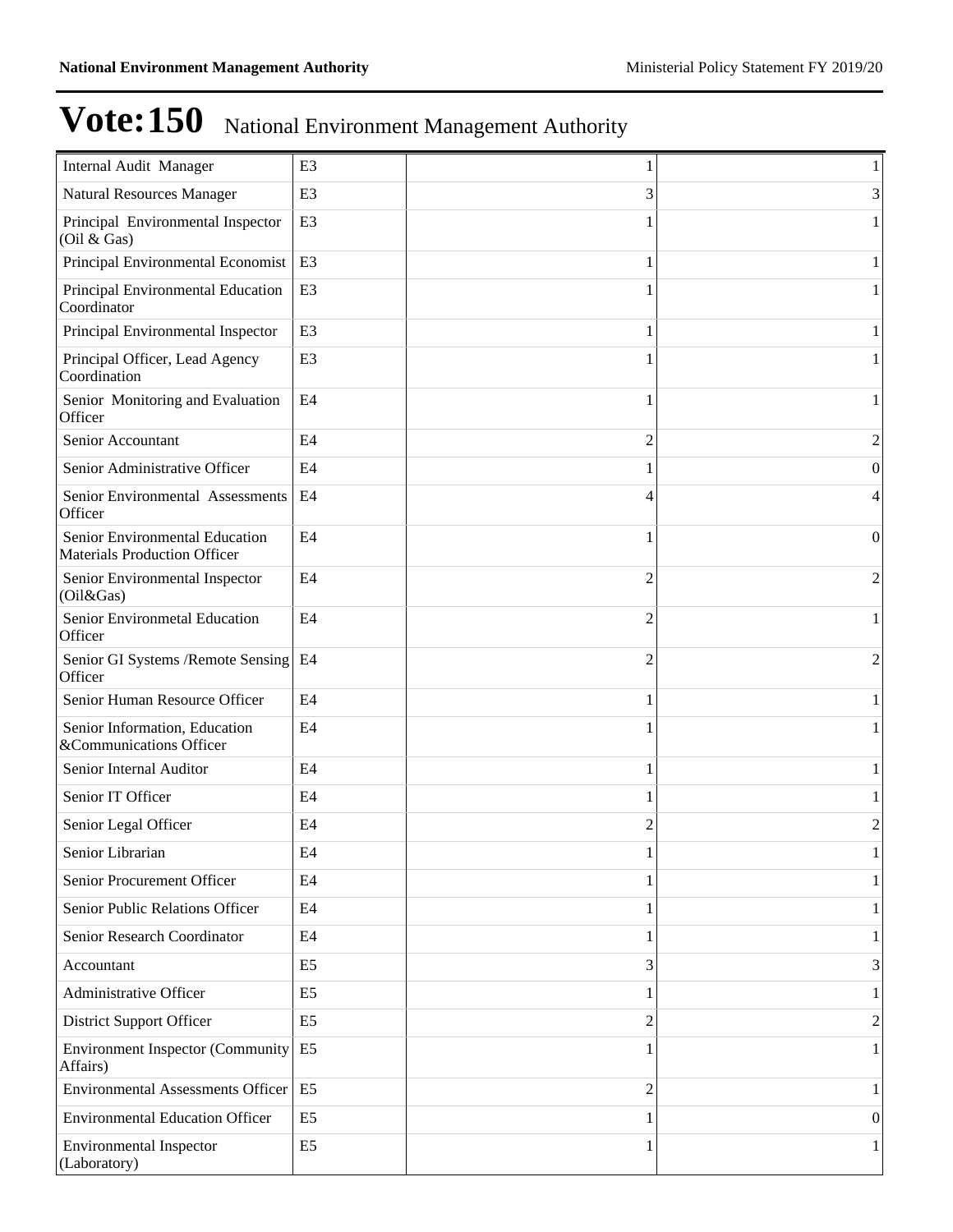# Vote:150 National Environment Management Authority

| | | | |
|---|---|---|---|
| Internal Audit Manager | E3 | 1 | 1 |
| Natural Resources Manager | E3 | 3 | 3 |
| Principal Environmental Inspector (Oil & Gas) | E3 | 1 | 1 |
| Principal Environmental Economist | E3 | 1 | 1 |
| Principal Environmental Education Coordinator | E3 | 1 | 1 |
| Principal Environmental Inspector | E3 | 1 | 1 |
| Principal Officer, Lead Agency Coordination | E3 | 1 | 1 |
| Senior Monitoring and Evaluation Officer | E4 | 1 | 1 |
| Senior Accountant | E4 | 2 | 2 |
| Senior Administrative Officer | E4 | 1 | 0 |
| Senior Environmental Assessments Officer | E4 | 4 | 4 |
| Senior Environmental Education Materials Production Officer | E4 | 1 | 0 |
| Senior Environmental Inspector (Oil&Gas) | E4 | 2 | 2 |
| Senior Environmetal Education Officer | E4 | 2 | 1 |
| Senior GI Systems /Remote Sensing Officer | E4 | 2 | 2 |
| Senior Human Resource Officer | E4 | 1 | 1 |
| Senior Information, Education &Communications Officer | E4 | 1 | 1 |
| Senior Internal Auditor | E4 | 1 | 1 |
| Senior IT Officer | E4 | 1 | 1 |
| Senior Legal Officer | E4 | 2 | 2 |
| Senior Librarian | E4 | 1 | 1 |
| Senior Procurement Officer | E4 | 1 | 1 |
| Senior Public Relations Officer | E4 | 1 | 1 |
| Senior Research Coordinator | E4 | 1 | 1 |
| Accountant | E5 | 3 | 3 |
| Administrative Officer | E5 | 1 | 1 |
| District Support Officer | E5 | 2 | 2 |
| Environment Inspector (Community Affairs) | E5 | 1 | 1 |
| Environmental Assessments Officer | E5 | 2 | 1 |
| Environmental Education Officer | E5 | 1 | 0 |
| Environmental Inspector (Laboratory) | E5 | 1 | 1 |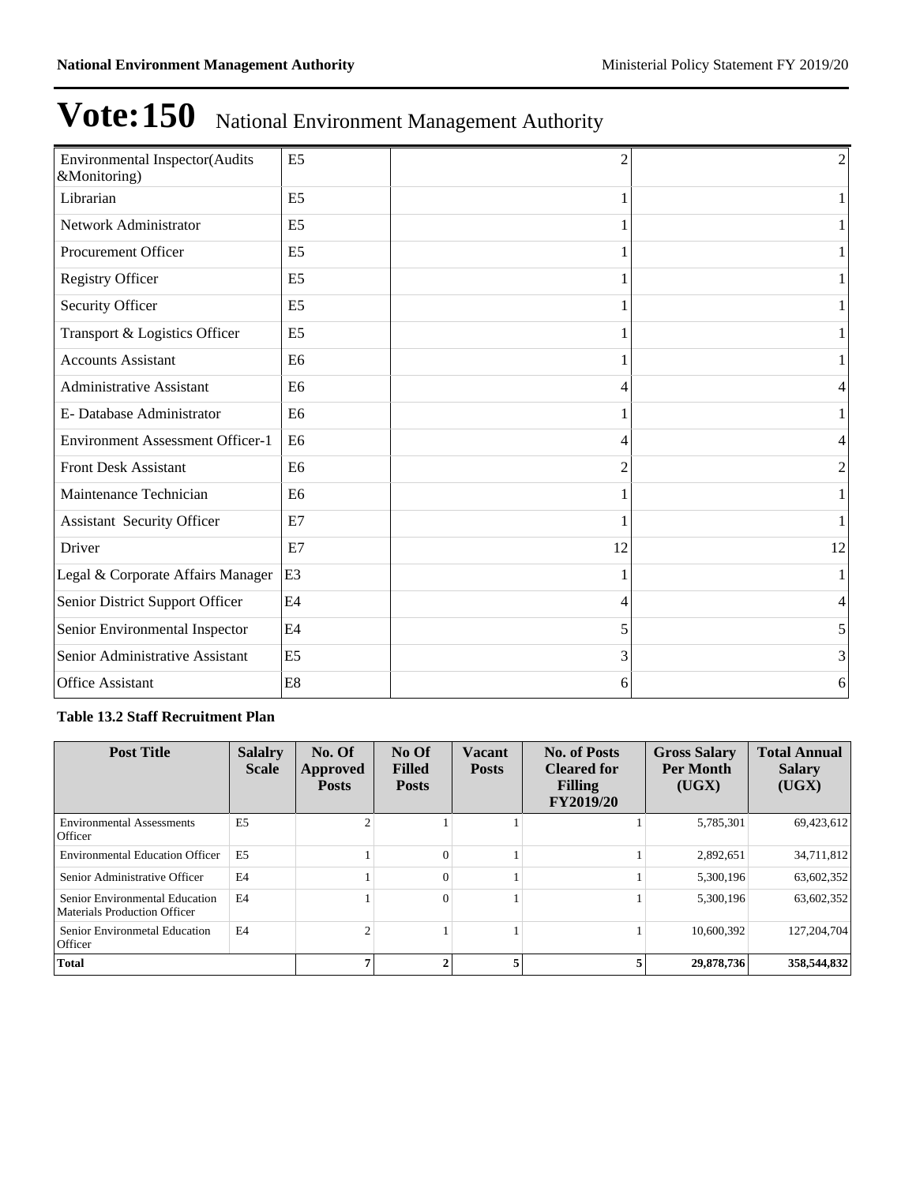# Vote:150 National Environment Management Authority

| | | | |
|---|---|---|---|
| Environmental Inspector(Audits &Monitoring) | E5 | 2 | 2 |
| Librarian | E5 | 1 | 1 |
| Network Administrator | E5 | 1 | 1 |
| Procurement Officer | E5 | 1 | 1 |
| Registry Officer | E5 | 1 | 1 |
| Security Officer | E5 | 1 | 1 |
| Transport & Logistics Officer | E5 | 1 | 1 |
| Accounts Assistant | E6 | 1 | 1 |
| Administrative Assistant | E6 | 4 | 4 |
| E- Database Administrator | E6 | 1 | 1 |
| Environment Assessment Officer-1 | E6 | 4 | 4 |
| Front Desk Assistant | E6 | 2 | 2 |
| Maintenance Technician | E6 | 1 | 1 |
| Assistant Security Officer | E7 | 1 | 1 |
| Driver | E7 | 12 | 12 |
| Legal & Corporate Affairs Manager | E3 | 1 | 1 |
| Senior District Support Officer | E4 | 4 | 4 |
| Senior Environmental Inspector | E4 | 5 | 5 |
| Senior Administrative Assistant | E5 | 3 | 3 |
| Office Assistant | E8 | 6 | 6 |

**Table 13.2 Staff Recruitment Plan**

| Post Title | Salalry Scale | No. Of Approved Posts | No Of Filled Posts | Vacant Posts | No. of Posts Cleared for Filling FY2019/20 | Gross Salary Per Month (UGX) | Total Annual Salary (UGX) |
|---|---|---|---|---|---|---|---|
| Environmental Assessments Officer | E5 | 2 | 1 | 1 | 1 | 5,785,301 | 69,423,612 |
| Environmental Education Officer | E5 | 1 | 0 | 1 | 1 | 2,892,651 | 34,711,812 |
| Senior Administrative Officer | E4 | 1 | 0 | 1 | 1 | 5,300,196 | 63,602,352 |
| Senior Environmental Education Materials Production Officer | E4 | 1 | 0 | 1 | 1 | 5,300,196 | 63,602,352 |
| Senior Environmetal Education Officer | E4 | 2 | 1 | 1 | 1 | 10,600,392 | 127,204,704 |
| **Total** | | **7** | **2** | **5** | **5** | **29,878,736** | **358,544,832** |